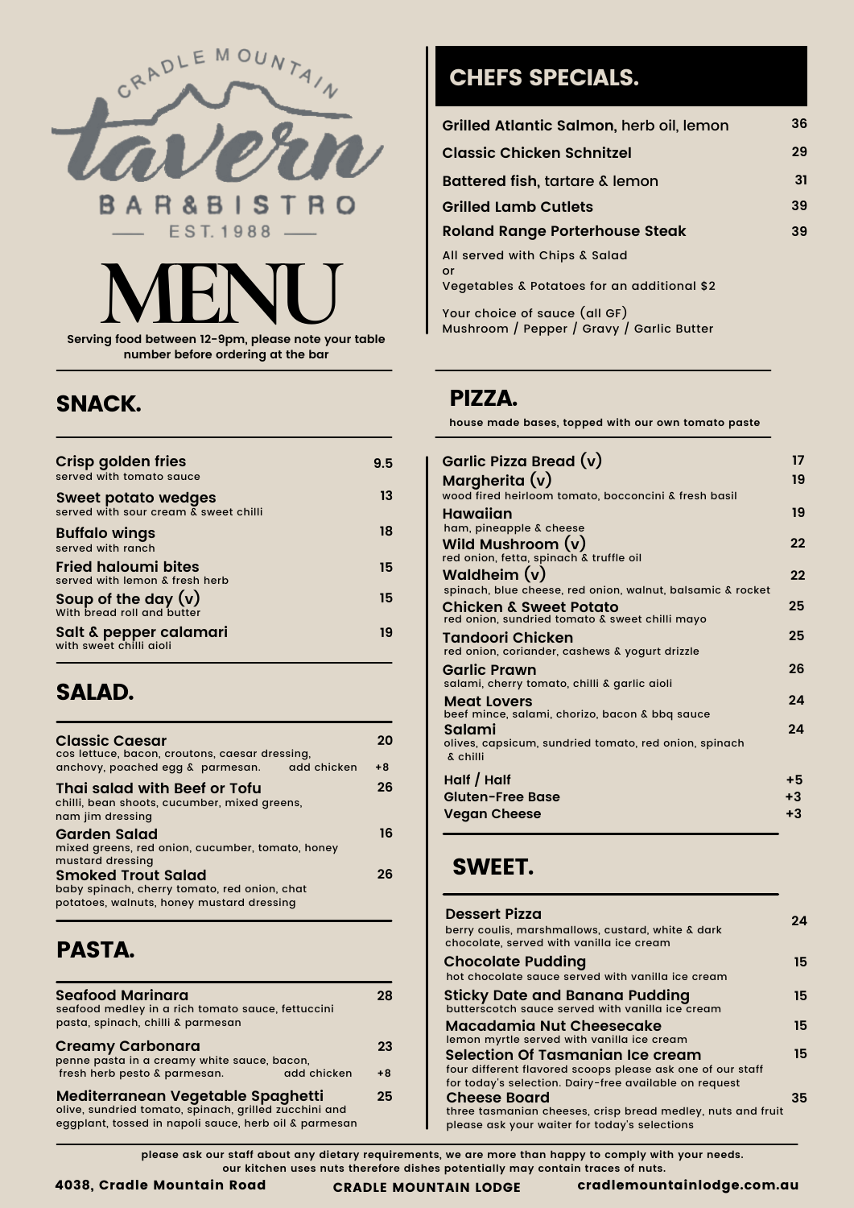# Cradle Mountain Tavern

**BAR & BISTRO**

EST. 1988

# MENU

**Serving food between 12-9pm, please note your table number before ordering at the bar**

## SNACK.

| Item | Price |
| --- | --- |
| **Crisp golden fries** – served with tomato sauce | 9.5 |
| **Sweet potato wedges** – served with sour cream & sweet chilli | 13 |
| **Buffalo wings** – served with ranch | 18 |
| **Fried haloumi bites** – served with lemon & fresh herb | 15 |
| **Soup of the day (v)** – With bread roll and butter | 15 |
| **Salt & pepper calamari** – with sweet chilli aioli | 19 |

## SALAD.

| Item | Price |
| --- | --- |
| **Classic Caesar** – cos lettuce, bacon, croutons, caesar dressing, anchovy, poached egg & parmesan. | 20 |
| add chicken | +8 |
| **Thai salad with Beef or Tofu** – chilli, bean shoots, cucumber, mixed greens, nam jim dressing | 26 |
| **Garden Salad** – mixed greens, red onion, cucumber, tomato, honey mustard dressing | 16 |
| **Smoked Trout Salad** – baby spinach, cherry tomato, red onion, chat potatoes, walnuts, honey mustard dressing | 26 |

## PASTA.

| Item | Price |
| --- | --- |
| **Seafood Marinara** – seafood medley in a rich tomato sauce, fettuccini pasta, spinach, chilli & parmesan | 28 |
| **Creamy Carbonara** – penne pasta in a creamy white sauce, bacon, fresh herb pesto & parmesan. | 23 |
| add chicken | +8 |
| **Mediterranean Vegetable Spaghetti** – olive, sundried tomato, spinach, grilled zucchini and eggplant, tossed in napoli sauce, herb oil & parmesan | 25 |

## CHEFS SPECIALS.

| Item | Price |
| --- | --- |
| **Grilled Atlantic Salmon**, herb oil, lemon | 36 |
| **Classic Chicken Schnitzel** | 29 |
| **Battered fish**, tartare & lemon | 31 |
| **Grilled Lamb Cutlets** | 39 |
| **Roland Range Porterhouse Steak** | 39 |

All served with Chips & Salad
or
Vegetables & Potatoes for an additional $2

Your choice of sauce (all GF)
Mushroom / Pepper / Gravy / Garlic Butter

## PIZZA.

**house made bases, topped with our own tomato paste**

| Item | Price |
| --- | --- |
| **Garlic Pizza Bread (v)** | 17 |
| **Margherita (v)** – wood fired heirloom tomato, bocconcini & fresh basil | 19 |
| **Hawaiian** – ham, pineapple & cheese | 19 |
| **Wild Mushroom (v)** – red onion, fetta, spinach & truffle oil | 22 |
| **Waldheim (v)** – spinach, blue cheese, red onion, walnut, balsamic & rocket | 22 |
| **Chicken & Sweet Potato** – red onion, sundried tomato & sweet chilli mayo | 25 |
| **Tandoori Chicken** – red onion, coriander, cashews & yogurt drizzle | 25 |
| **Garlic Prawn** – salami, cherry tomato, chilli & garlic aioli | 26 |
| **Meat Lovers** – beef mince, salami, chorizo, bacon & bbq sauce | 24 |
| **Salami** – olives, capsicum, sundried tomato, red onion, spinach & chilli | 24 |
| **Half / Half** | +5 |
| **Gluten-Free Base** | +3 |
| **Vegan Cheese** | +3 |

## SWEET.

| Item | Price |
| --- | --- |
| **Dessert Pizza** – berry coulis, marshmallows, custard, white & dark chocolate, served with vanilla ice cream | 24 |
| **Chocolate Pudding** – hot chocolate sauce served with vanilla ice cream | 15 |
| **Sticky Date and Banana Pudding** – butterscotch sauce served with vanilla ice cream | 15 |
| **Macadamia Nut Cheesecake** – lemon myrtle served with vanilla ice cream | 15 |
| **Selection Of Tasmanian Ice cream** – four different flavored scoops please ask one of our staff for today's selection. Dairy-free available on request | 15 |
| **Cheese Board** – three tasmanian cheeses, crisp bread medley, nuts and fruit please ask your waiter for today's selections | 35 |

**please ask our staff about any dietary requirements, we are more than happy to comply with your needs. our kitchen uses nuts therefore dishes potentially may contain traces of nuts.**

**4038, Cradle Mountain Road** | **CRADLE MOUNTAIN LODGE** | **cradlemountainlodge.com.au**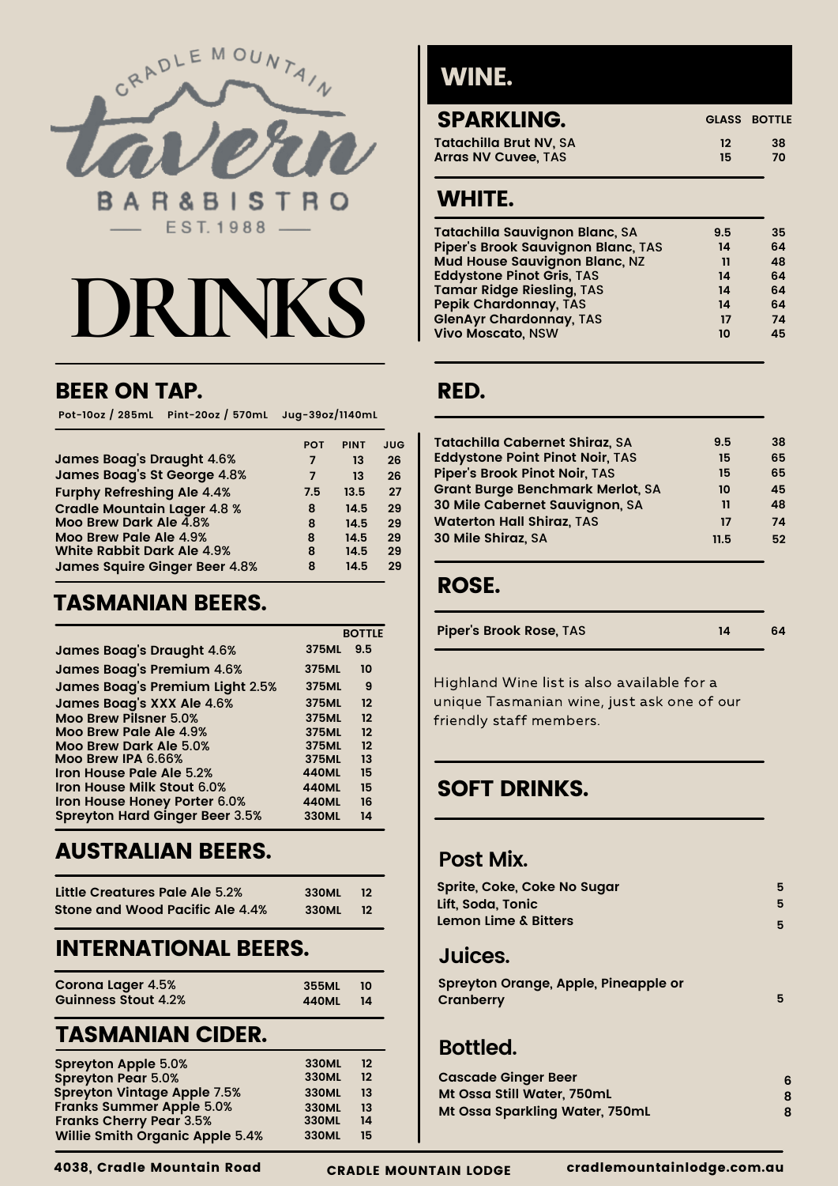CRADLE MOUNTAIN

# tavern

BAR & BISTRO

EST. 1988

# DRINKS

## BEER ON TAP.

Pot-10oz / 285mL  Pint-20oz / 570mL  Jug-39oz/1140mL

| | POT | PINT | JUG |
|---|---|---|---|
| **James Boag's Draught** 4.6% | 7 | 13 | 26 |
| **James Boag's St George** 4.8% | 7 | 13 | 26 |
| **Furphy Refreshing Ale** 4.4% | 7.5 | 13.5 | 27 |
| **Cradle Mountain Lager** 4.8 % | 8 | 14.5 | 29 |
| **Moo Brew Dark Ale** 4.8% | 8 | 14.5 | 29 |
| **Moo Brew Pale Ale** 4.9% | 8 | 14.5 | 29 |
| **White Rabbit Dark Ale** 4.9% | 8 | 14.5 | 29 |
| **James Squire Ginger Beer** 4.8% | 8 | 14.5 | 29 |

## TASMANIAN BEERS.

| | | BOTTLE |
|---|---|---|
| **James Boag's Draught** 4.6% | 375ML | 9.5 |
| **James Boag's Premium** 4.6% | 375ML | 10 |
| **James Boag's Premium Light** 2.5% | 375ML | 9 |
| **James Boag's XXX Ale** 4.6% | 375ML | 12 |
| **Moo Brew Pilsner** 5.0% | 375ML | 12 |
| **Moo Brew Pale Ale** 4.9% | 375ML | 12 |
| **Moo Brew Dark Ale** 5.0% | 375ML | 12 |
| **Moo Brew IPA** 6.66% | 375ML | 13 |
| **Iron House Pale Ale** 5.2% | 440ML | 15 |
| **Iron House Milk Stout** 6.0% | 440ML | 15 |
| **Iron House Honey Porter** 6.0% | 440ML | 16 |
| **Spreyton Hard Ginger Beer** 3.5% | 330ML | 14 |

## AUSTRALIAN BEERS.

| | | |
|---|---|---|
| **Little Creatures Pale Ale** 5.2% | 330ML | 12 |
| **Stone and Wood Pacific Ale** 4.4% | 330ML | 12 |

## INTERNATIONAL BEERS.

| | | |
|---|---|---|
| **Corona Lager** 4.5% | 355ML | 10 |
| **Guinness Stout** 4.2% | 440ML | 14 |

## TASMANIAN CIDER.

| | | |
|---|---|---|
| **Spreyton Apple** 5.0% | 330ML | 12 |
| **Spreyton Pear** 5.0% | 330ML | 12 |
| **Spreyton Vintage Apple** 7.5% | 330ML | 13 |
| **Franks Summer Apple** 5.0% | 330ML | 13 |
| **Franks Cherry Pear** 3.5% | 330ML | 14 |
| **Willie Smith Organic Apple** 5.4% | 330ML | 15 |

## WINE.

### SPARKLING.

| | GLASS | BOTTLE |
|---|---|---|
| **Tatachilla Brut NV**, SA | 12 | 38 |
| **Arras NV Cuvee**, TAS | 15 | 70 |

### WHITE.

| | GLASS | BOTTLE |
|---|---|---|
| **Tatachilla Sauvignon Blanc**, SA | 9.5 | 35 |
| **Piper's Brook Sauvignon Blanc**, TAS | 14 | 64 |
| **Mud House Sauvignon Blanc**, NZ | 11 | 48 |
| **Eddystone Pinot Gris**, TAS | 14 | 64 |
| **Tamar Ridge Riesling**, TAS | 14 | 64 |
| **Pepik Chardonnay**, TAS | 14 | 64 |
| **GlenAyr Chardonnay**, TAS | 17 | 74 |
| **Vivo Moscato**, NSW | 10 | 45 |

### RED.

| | GLASS | BOTTLE |
|---|---|---|
| **Tatachilla Cabernet Shiraz**, SA | 9.5 | 38 |
| **Eddystone Point Pinot Noir**, TAS | 15 | 65 |
| **Piper's Brook Pinot Noir**, TAS | 15 | 65 |
| **Grant Burge Benchmark Merlot**, SA | 10 | 45 |
| **30 Mile Cabernet Sauvignon**, SA | 11 | 48 |
| **Waterton Hall Shiraz**, TAS | 17 | 74 |
| **30 Mile Shiraz**, SA | 11.5 | 52 |

### ROSE.

| | GLASS | BOTTLE |
|---|---|---|
| **Piper's Brook Rose**, TAS | 14 | 64 |

Highland Wine list is also available for a unique Tasmanian wine, just ask one of our friendly staff members.

## SOFT DRINKS.

### Post Mix.

| | |
|---|---|
| **Sprite, Coke, Coke No Sugar** | 5 |
| **Lift, Soda, Tonic** | 5 |
| **Lemon Lime & Bitters** | 5 |

### Juices.

| | |
|---|---|
| **Spreyton Orange, Apple, Pineapple or Cranberry** | 5 |

### Bottled.

| | |
|---|---|
| **Cascade Ginger Beer** | 6 |
| **Mt Ossa Still Water, 750mL** | 8 |
| **Mt Ossa Sparkling Water, 750mL** | 8 |

**4038, Cradle Mountain Road** | **CRADLE MOUNTAIN LODGE** | **cradlemountainlodge.com.au**